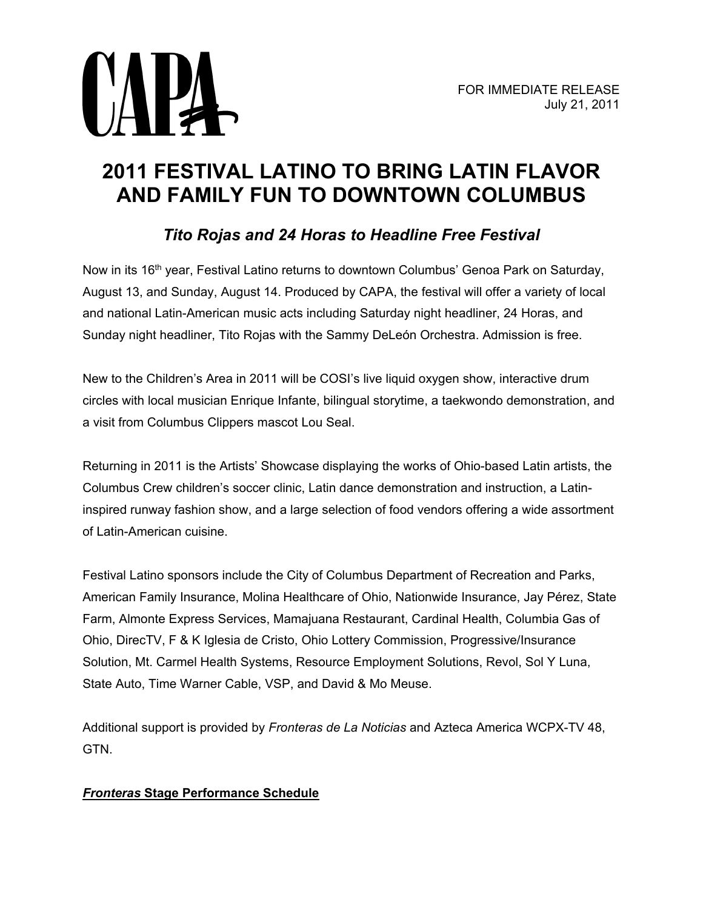CAPA

FOR IMMEDIATE RELEASE
July 21, 2011

# 2011 FESTIVAL LATINO TO BRING LATIN FLAVOR AND FAMILY FUN TO DOWNTOWN COLUMBUS

## *Tito Rojas and 24 Horas to Headline Free Festival*

Now in its 16th year, Festival Latino returns to downtown Columbus' Genoa Park on Saturday, August 13, and Sunday, August 14. Produced by CAPA, the festival will offer a variety of local and national Latin-American music acts including Saturday night headliner, 24 Horas, and Sunday night headliner, Tito Rojas with the Sammy DeLeón Orchestra. Admission is free.

New to the Children's Area in 2011 will be COSI's live liquid oxygen show, interactive drum circles with local musician Enrique Infante, bilingual storytime, a taekwondo demonstration, and a visit from Columbus Clippers mascot Lou Seal.

Returning in 2011 is the Artists' Showcase displaying the works of Ohio-based Latin artists, the Columbus Crew children's soccer clinic, Latin dance demonstration and instruction, a Latin-inspired runway fashion show, and a large selection of food vendors offering a wide assortment of Latin-American cuisine.

Festival Latino sponsors include the City of Columbus Department of Recreation and Parks, American Family Insurance, Molina Healthcare of Ohio, Nationwide Insurance, Jay Pérez, State Farm, Almonte Express Services, Mamajuana Restaurant, Cardinal Health, Columbia Gas of Ohio, DirecTV, F & K Iglesia de Cristo, Ohio Lottery Commission, Progressive/Insurance Solution, Mt. Carmel Health Systems, Resource Employment Solutions, Revol, Sol Y Luna, State Auto, Time Warner Cable, VSP, and David & Mo Meuse.

Additional support is provided by *Fronteras de La Noticias* and Azteca America WCPX-TV 48, GTN.

***Fronteras* Stage Performance Schedule**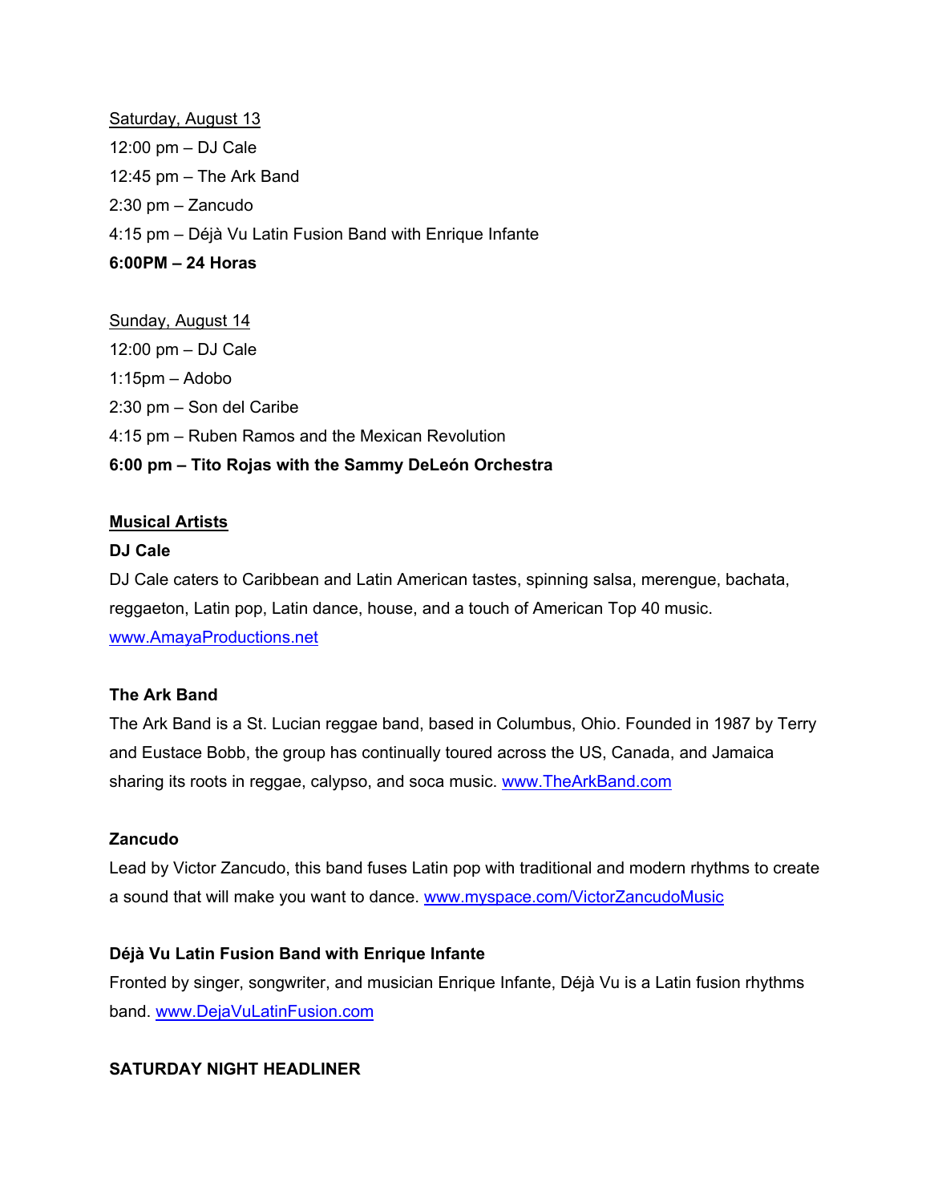Saturday, August 13

12:00 pm – DJ Cale

12:45 pm – The Ark Band

2:30 pm – Zancudo

4:15 pm – Déjà Vu Latin Fusion Band with Enrique Infante

**6:00PM – 24 Horas**

Sunday, August 14

12:00 pm – DJ Cale

1:15pm – Adobo

2:30 pm – Son del Caribe

4:15 pm – Ruben Ramos and the Mexican Revolution

**6:00 pm – Tito Rojas with the Sammy DeLeón Orchestra**

## Musical Artists

### DJ Cale

DJ Cale caters to Caribbean and Latin American tastes, spinning salsa, merengue, bachata, reggaeton, Latin pop, Latin dance, house, and a touch of American Top 40 music. www.AmayaProductions.net

### The Ark Band

The Ark Band is a St. Lucian reggae band, based in Columbus, Ohio. Founded in 1987 by Terry and Eustace Bobb, the group has continually toured across the US, Canada, and Jamaica sharing its roots in reggae, calypso, and soca music. www.TheArkBand.com

### Zancudo

Lead by Victor Zancudo, this band fuses Latin pop with traditional and modern rhythms to create a sound that will make you want to dance. www.myspace.com/VictorZancudoMusic

### Déjà Vu Latin Fusion Band with Enrique Infante

Fronted by singer, songwriter, and musician Enrique Infante, Déjà Vu is a Latin fusion rhythms band. www.DejaVuLatinFusion.com

### SATURDAY NIGHT HEADLINER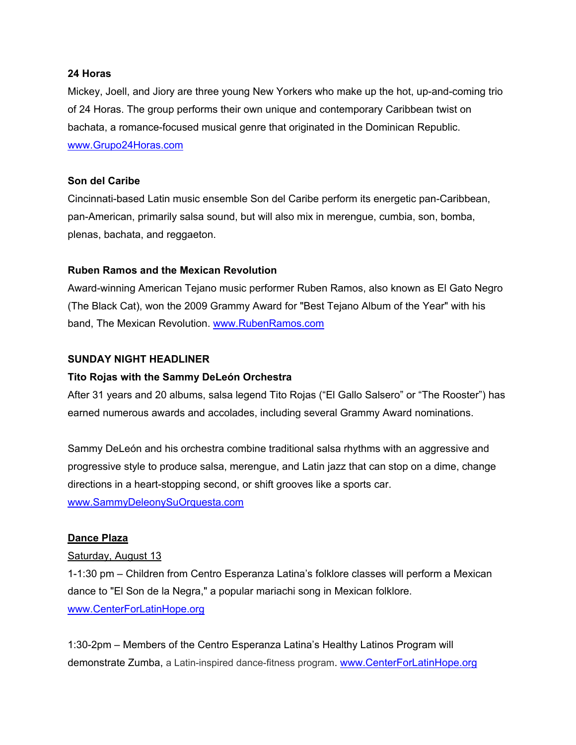**24 Horas**

Mickey, Joell, and Jiory are three young New Yorkers who make up the hot, up-and-coming trio of 24 Horas. The group performs their own unique and contemporary Caribbean twist on bachata, a romance-focused musical genre that originated in the Dominican Republic. [www.Grupo24Horas.com](http://www.Grupo24Horas.com)

**Son del Caribe**

Cincinnati-based Latin music ensemble Son del Caribe perform its energetic pan-Caribbean, pan-American, primarily salsa sound, but will also mix in merengue, cumbia, son, bomba, plenas, bachata, and reggaeton.

**Ruben Ramos and the Mexican Revolution**

Award-winning American Tejano music performer Ruben Ramos, also known as El Gato Negro (The Black Cat), won the 2009 Grammy Award for "Best Tejano Album of the Year" with his band, The Mexican Revolution. [www.RubenRamos.com](http://www.RubenRamos.com)

**SUNDAY NIGHT HEADLINER**

**Tito Rojas with the Sammy DeLeón Orchestra**

After 31 years and 20 albums, salsa legend Tito Rojas ("El Gallo Salsero" or "The Rooster") has earned numerous awards and accolades, including several Grammy Award nominations.

Sammy DeLeón and his orchestra combine traditional salsa rhythms with an aggressive and progressive style to produce salsa, merengue, and Latin jazz that can stop on a dime, change directions in a heart-stopping second, or shift grooves like a sports car. [www.SammyDeleonySuOrquesta.com](http://www.SammyDeleonySuOrquesta.com)

**Dance Plaza**

Saturday, August 13

1-1:30 pm – Children from Centro Esperanza Latina's folklore classes will perform a Mexican dance to "El Son de la Negra," a popular mariachi song in Mexican folklore. [www.CenterForLatinHope.org](http://www.CenterForLatinHope.org)

1:30-2pm – Members of the Centro Esperanza Latina's Healthy Latinos Program will demonstrate Zumba, a Latin-inspired dance-fitness program. [www.CenterForLatinHope.org](http://www.CenterForLatinHope.org)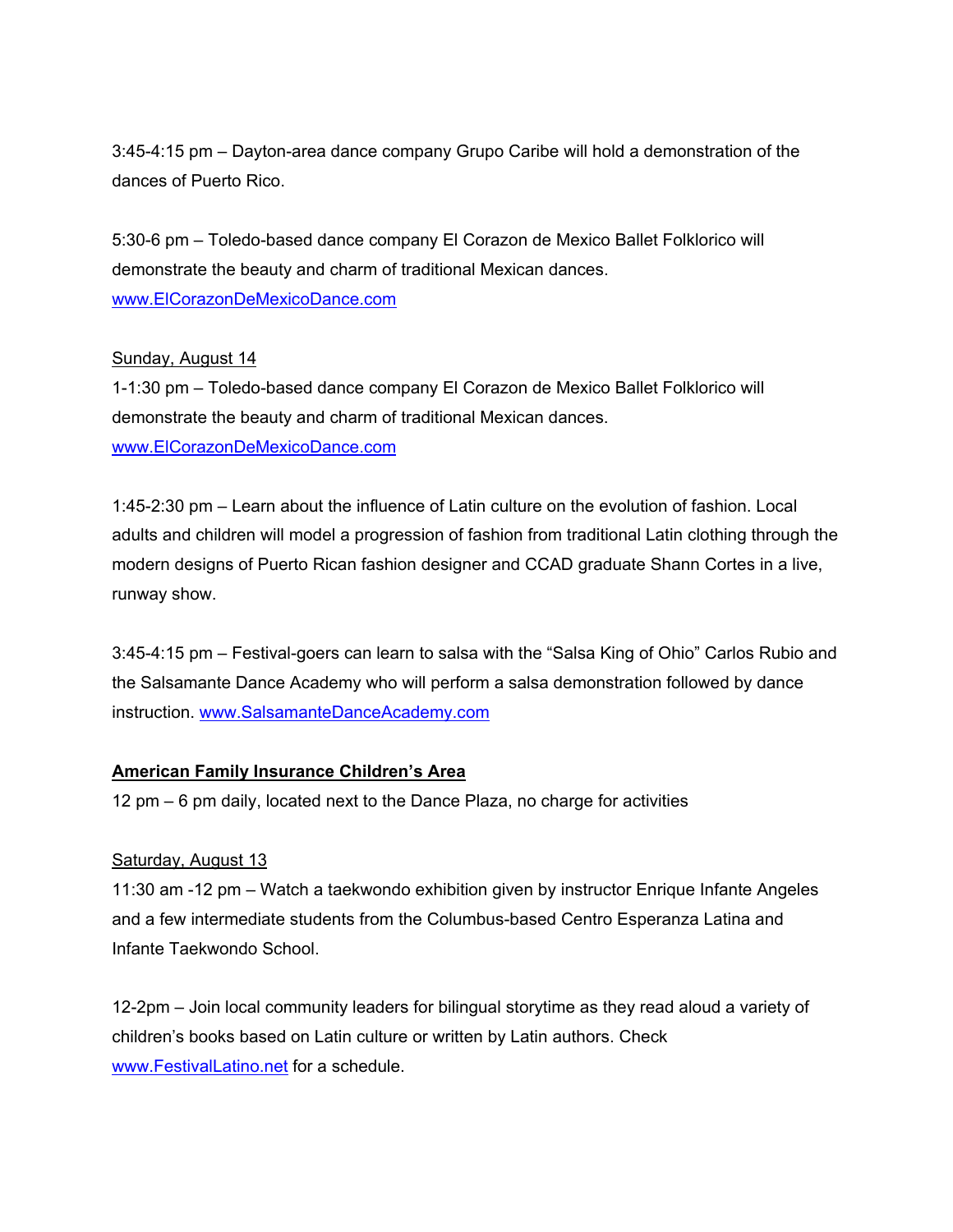3:45-4:15 pm – Dayton-area dance company Grupo Caribe will hold a demonstration of the dances of Puerto Rico.

5:30-6 pm – Toledo-based dance company El Corazon de Mexico Ballet Folklorico will demonstrate the beauty and charm of traditional Mexican dances. [www.ElCorazonDeMexicoDance.com](http://www.ElCorazonDeMexicoDance.com)

Sunday, August 14

1-1:30 pm – Toledo-based dance company El Corazon de Mexico Ballet Folklorico will demonstrate the beauty and charm of traditional Mexican dances. [www.ElCorazonDeMexicoDance.com](http://www.ElCorazonDeMexicoDance.com)

1:45-2:30 pm – Learn about the influence of Latin culture on the evolution of fashion. Local adults and children will model a progression of fashion from traditional Latin clothing through the modern designs of Puerto Rican fashion designer and CCAD graduate Shann Cortes in a live, runway show.

3:45-4:15 pm – Festival-goers can learn to salsa with the "Salsa King of Ohio" Carlos Rubio and the Salsamante Dance Academy who will perform a salsa demonstration followed by dance instruction. [www.SalsamanteDanceAcademy.com](http://www.SalsamanteDanceAcademy.com)

**American Family Insurance Children's Area**

12 pm – 6 pm daily, located next to the Dance Plaza, no charge for activities

Saturday, August 13

11:30 am -12 pm – Watch a taekwondo exhibition given by instructor Enrique Infante Angeles and a few intermediate students from the Columbus-based Centro Esperanza Latina and Infante Taekwondo School.

12-2pm – Join local community leaders for bilingual storytime as they read aloud a variety of children's books based on Latin culture or written by Latin authors. Check [www.FestivalLatino.net](http://www.FestivalLatino.net) for a schedule.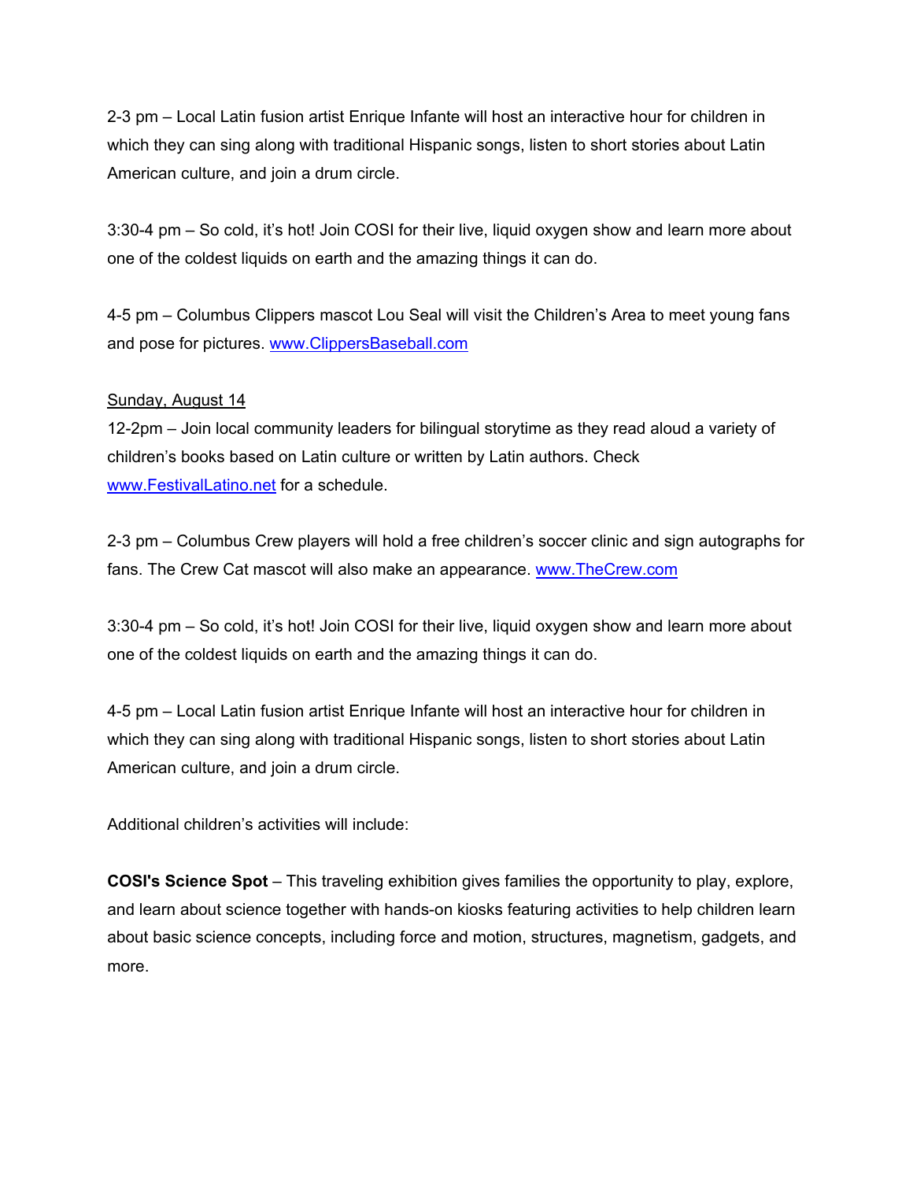2-3 pm – Local Latin fusion artist Enrique Infante will host an interactive hour for children in which they can sing along with traditional Hispanic songs, listen to short stories about Latin American culture, and join a drum circle.

3:30-4 pm – So cold, it's hot! Join COSI for their live, liquid oxygen show and learn more about one of the coldest liquids on earth and the amazing things it can do.

4-5 pm – Columbus Clippers mascot Lou Seal will visit the Children's Area to meet young fans and pose for pictures. www.ClippersBaseball.com

Sunday, August 14

12-2pm – Join local community leaders for bilingual storytime as they read aloud a variety of children's books based on Latin culture or written by Latin authors. Check www.FestivalLatino.net for a schedule.

2-3 pm – Columbus Crew players will hold a free children's soccer clinic and sign autographs for fans. The Crew Cat mascot will also make an appearance. www.TheCrew.com

3:30-4 pm – So cold, it's hot! Join COSI for their live, liquid oxygen show and learn more about one of the coldest liquids on earth and the amazing things it can do.

4-5 pm – Local Latin fusion artist Enrique Infante will host an interactive hour for children in which they can sing along with traditional Hispanic songs, listen to short stories about Latin American culture, and join a drum circle.

Additional children's activities will include:

**COSI's Science Spot** – This traveling exhibition gives families the opportunity to play, explore, and learn about science together with hands-on kiosks featuring activities to help children learn about basic science concepts, including force and motion, structures, magnetism, gadgets, and more.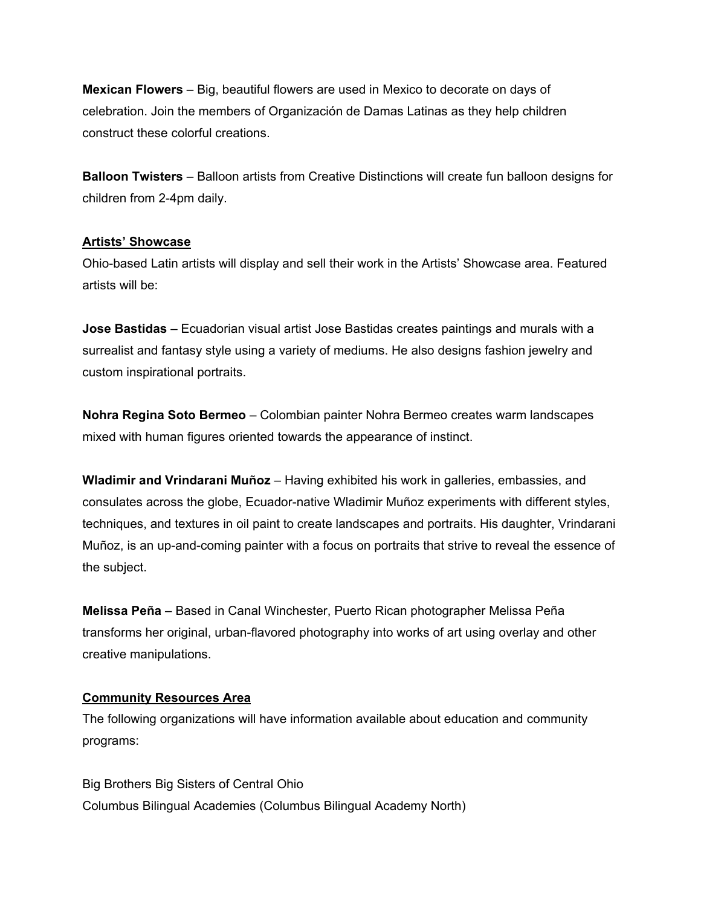**Mexican Flowers** – Big, beautiful flowers are used in Mexico to decorate on days of celebration. Join the members of Organización de Damas Latinas as they help children construct these colorful creations.

**Balloon Twisters** – Balloon artists from Creative Distinctions will create fun balloon designs for children from 2-4pm daily.

## Artists' Showcase

Ohio-based Latin artists will display and sell their work in the Artists' Showcase area. Featured artists will be:

**Jose Bastidas** – Ecuadorian visual artist Jose Bastidas creates paintings and murals with a surrealist and fantasy style using a variety of mediums. He also designs fashion jewelry and custom inspirational portraits.

**Nohra Regina Soto Bermeo** – Colombian painter Nohra Bermeo creates warm landscapes mixed with human figures oriented towards the appearance of instinct.

**Wladimir and Vrindarani Muñoz** – Having exhibited his work in galleries, embassies, and consulates across the globe, Ecuador-native Wladimir Muñoz experiments with different styles, techniques, and textures in oil paint to create landscapes and portraits. His daughter, Vrindarani Muñoz, is an up-and-coming painter with a focus on portraits that strive to reveal the essence of the subject.

**Melissa Peña** – Based in Canal Winchester, Puerto Rican photographer Melissa Peña transforms her original, urban-flavored photography into works of art using overlay and other creative manipulations.

## Community Resources Area

The following organizations will have information available about education and community programs:

Big Brothers Big Sisters of Central Ohio
Columbus Bilingual Academies (Columbus Bilingual Academy North)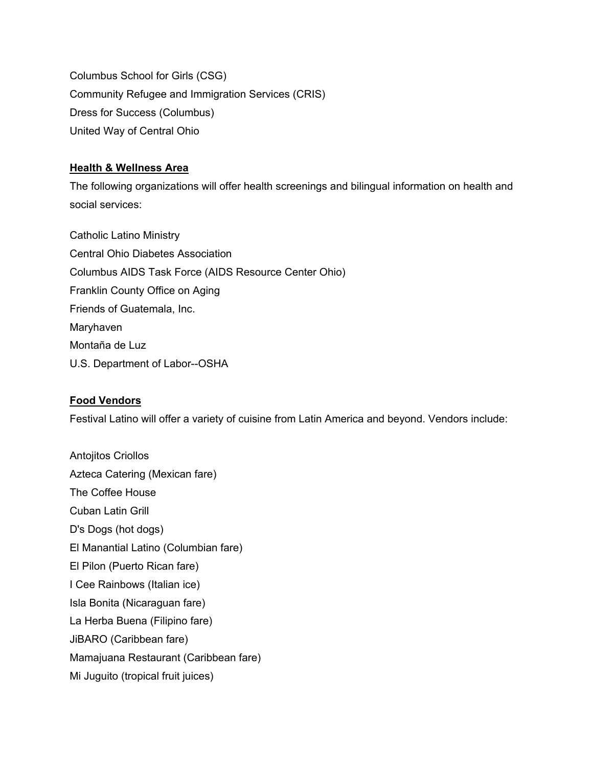Columbus School for Girls (CSG)
Community Refugee and Immigration Services (CRIS)
Dress for Success (Columbus)
United Way of Central Ohio

**Health & Wellness Area**

The following organizations will offer health screenings and bilingual information on health and social services:

Catholic Latino Ministry
Central Ohio Diabetes Association
Columbus AIDS Task Force (AIDS Resource Center Ohio)
Franklin County Office on Aging
Friends of Guatemala, Inc.
Maryhaven
Montaña de Luz
U.S. Department of Labor--OSHA

**Food Vendors**

Festival Latino will offer a variety of cuisine from Latin America and beyond. Vendors include:

Antojitos Criollos
Azteca Catering (Mexican fare)
The Coffee House
Cuban Latin Grill
D's Dogs (hot dogs)
El Manantial Latino (Columbian fare)
El Pilon (Puerto Rican fare)
I Cee Rainbows (Italian ice)
Isla Bonita (Nicaraguan fare)
La Herba Buena (Filipino fare)
JiBARO (Caribbean fare)
Mamajuana Restaurant (Caribbean fare)
Mi Juguito (tropical fruit juices)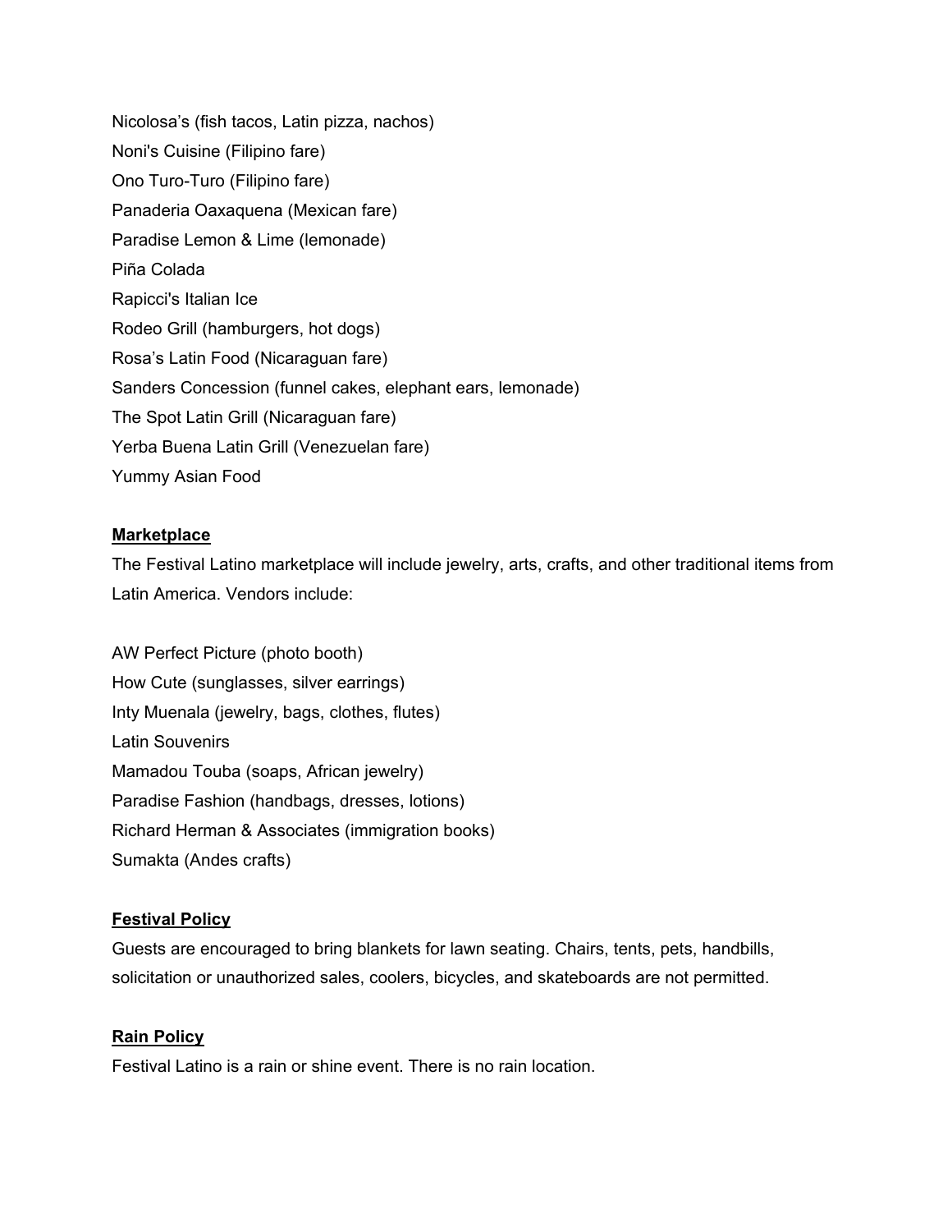Nicolosa's (fish tacos, Latin pizza, nachos)

Noni's Cuisine (Filipino fare)

Ono Turo-Turo (Filipino fare)

Panaderia Oaxaquena (Mexican fare)

Paradise Lemon & Lime (lemonade)

Piña Colada

Rapicci's Italian Ice

Rodeo Grill (hamburgers, hot dogs)

Rosa's Latin Food (Nicaraguan fare)

Sanders Concession (funnel cakes, elephant ears, lemonade)

The Spot Latin Grill (Nicaraguan fare)

Yerba Buena Latin Grill (Venezuelan fare)

Yummy Asian Food

**Marketplace**

The Festival Latino marketplace will include jewelry, arts, crafts, and other traditional items from Latin America. Vendors include:

AW Perfect Picture (photo booth)

How Cute (sunglasses, silver earrings)

Inty Muenala (jewelry, bags, clothes, flutes)

Latin Souvenirs

Mamadou Touba (soaps, African jewelry)

Paradise Fashion (handbags, dresses, lotions)

Richard Herman & Associates (immigration books)

Sumakta (Andes crafts)

**Festival Policy**

Guests are encouraged to bring blankets for lawn seating. Chairs, tents, pets, handbills, solicitation or unauthorized sales, coolers, bicycles, and skateboards are not permitted.

**Rain Policy**

Festival Latino is a rain or shine event. There is no rain location.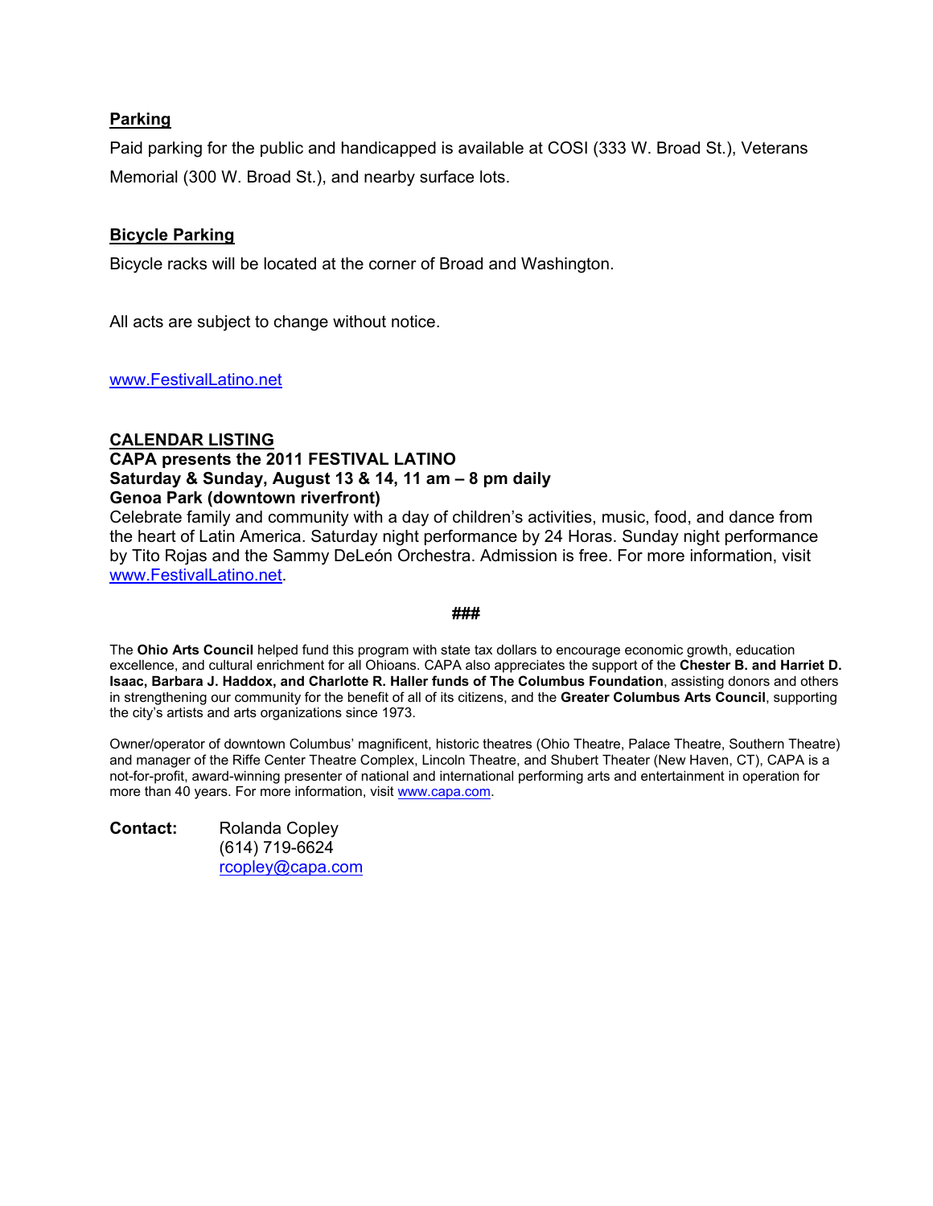**Parking**

Paid parking for the public and handicapped is available at COSI (333 W. Broad St.), Veterans Memorial (300 W. Broad St.), and nearby surface lots.

**Bicycle Parking**

Bicycle racks will be located at the corner of Broad and Washington.

All acts are subject to change without notice.

www.FestivalLatino.net

**CALENDAR LISTING**
**CAPA presents the 2011 FESTIVAL LATINO**
**Saturday & Sunday, August 13 & 14, 11 am – 8 pm daily**
**Genoa Park (downtown riverfront)**
Celebrate family and community with a day of children's activities, music, food, and dance from the heart of Latin America. Saturday night performance by 24 Horas. Sunday night performance by Tito Rojas and the Sammy DeLeón Orchestra. Admission is free. For more information, visit www.FestivalLatino.net.

**###**

The **Ohio Arts Council** helped fund this program with state tax dollars to encourage economic growth, education excellence, and cultural enrichment for all Ohioans. CAPA also appreciates the support of the **Chester B. and Harriet D. Isaac, Barbara J. Haddox, and Charlotte R. Haller funds of The Columbus Foundation**, assisting donors and others in strengthening our community for the benefit of all of its citizens, and the **Greater Columbus Arts Council**, supporting the city's artists and arts organizations since 1973.

Owner/operator of downtown Columbus' magnificent, historic theatres (Ohio Theatre, Palace Theatre, Southern Theatre) and manager of the Riffe Center Theatre Complex, Lincoln Theatre, and Shubert Theater (New Haven, CT), CAPA is a not-for-profit, award-winning presenter of national and international performing arts and entertainment in operation for more than 40 years. For more information, visit www.capa.com.

**Contact:** Rolanda Copley
(614) 719-6624
rcopley@capa.com